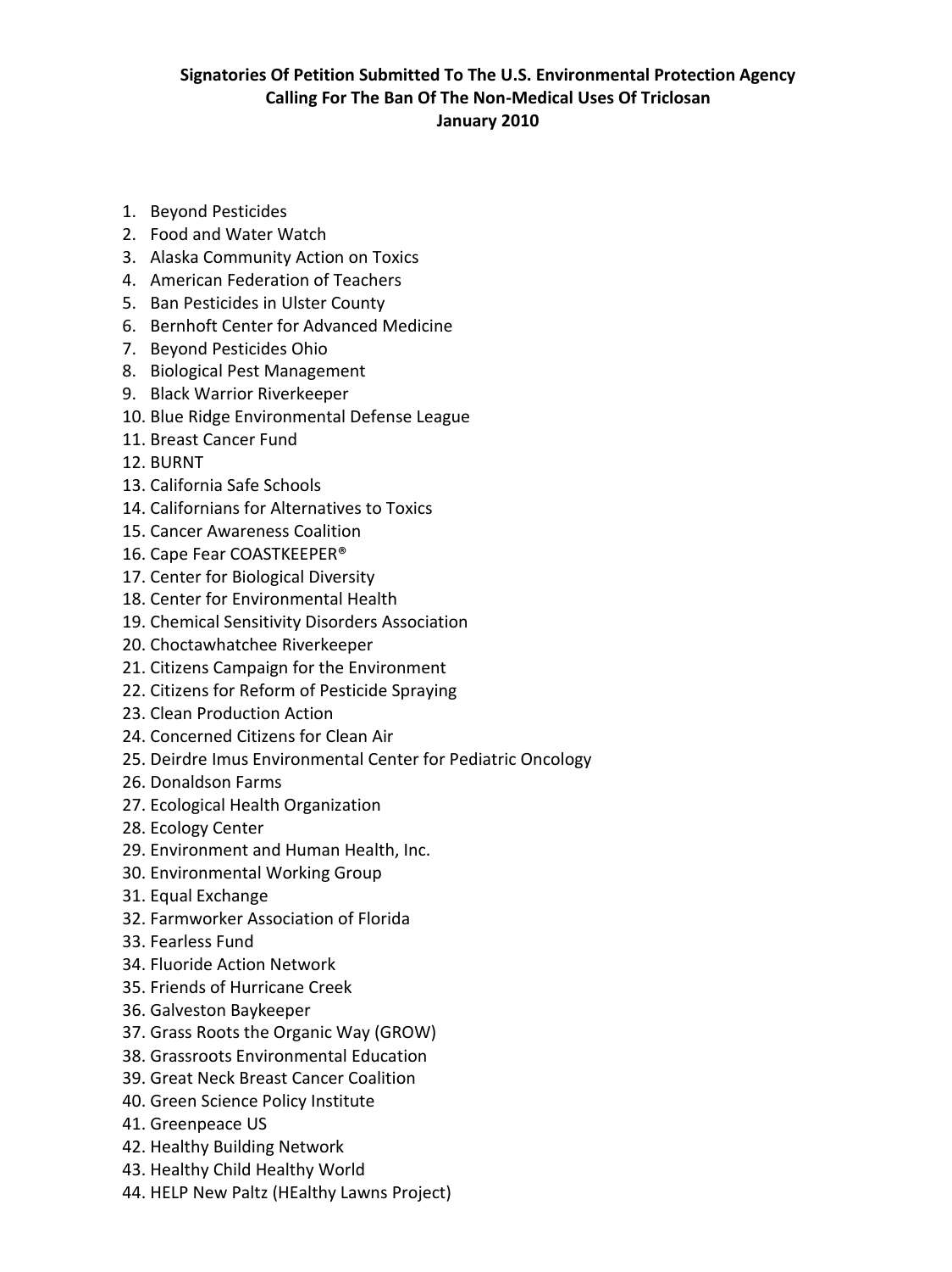**Signatories Of Petition Submitted To The U.S. Environmental Protection Agency Calling For The Ban Of The Non-Medical Uses Of Triclosan January 2010**

1. Beyond Pesticides
2. Food and Water Watch
3. Alaska Community Action on Toxics
4. American Federation of Teachers
5. Ban Pesticides in Ulster County
6. Bernhoft Center for Advanced Medicine
7. Beyond Pesticides Ohio
8. Biological Pest Management
9. Black Warrior Riverkeeper
10. Blue Ridge Environmental Defense League
11. Breast Cancer Fund
12. BURNT
13. California Safe Schools
14. Californians for Alternatives to Toxics
15. Cancer Awareness Coalition
16. Cape Fear COASTKEEPER®
17. Center for Biological Diversity
18. Center for Environmental Health
19. Chemical Sensitivity Disorders Association
20. Choctawhatchee Riverkeeper
21. Citizens Campaign for the Environment
22. Citizens for Reform of Pesticide Spraying
23. Clean Production Action
24. Concerned Citizens for Clean Air
25. Deirdre Imus Environmental Center for Pediatric Oncology
26. Donaldson Farms
27. Ecological Health Organization
28. Ecology Center
29. Environment and Human Health, Inc.
30. Environmental Working Group
31. Equal Exchange
32. Farmworker Association of Florida
33. Fearless Fund
34. Fluoride Action Network
35. Friends of Hurricane Creek
36. Galveston Baykeeper
37. Grass Roots the Organic Way (GROW)
38. Grassroots Environmental Education
39. Great Neck Breast Cancer Coalition
40. Green Science Policy Institute
41. Greenpeace US
42. Healthy Building Network
43. Healthy Child Healthy World
44. HELP New Paltz (HEalthy Lawns Project)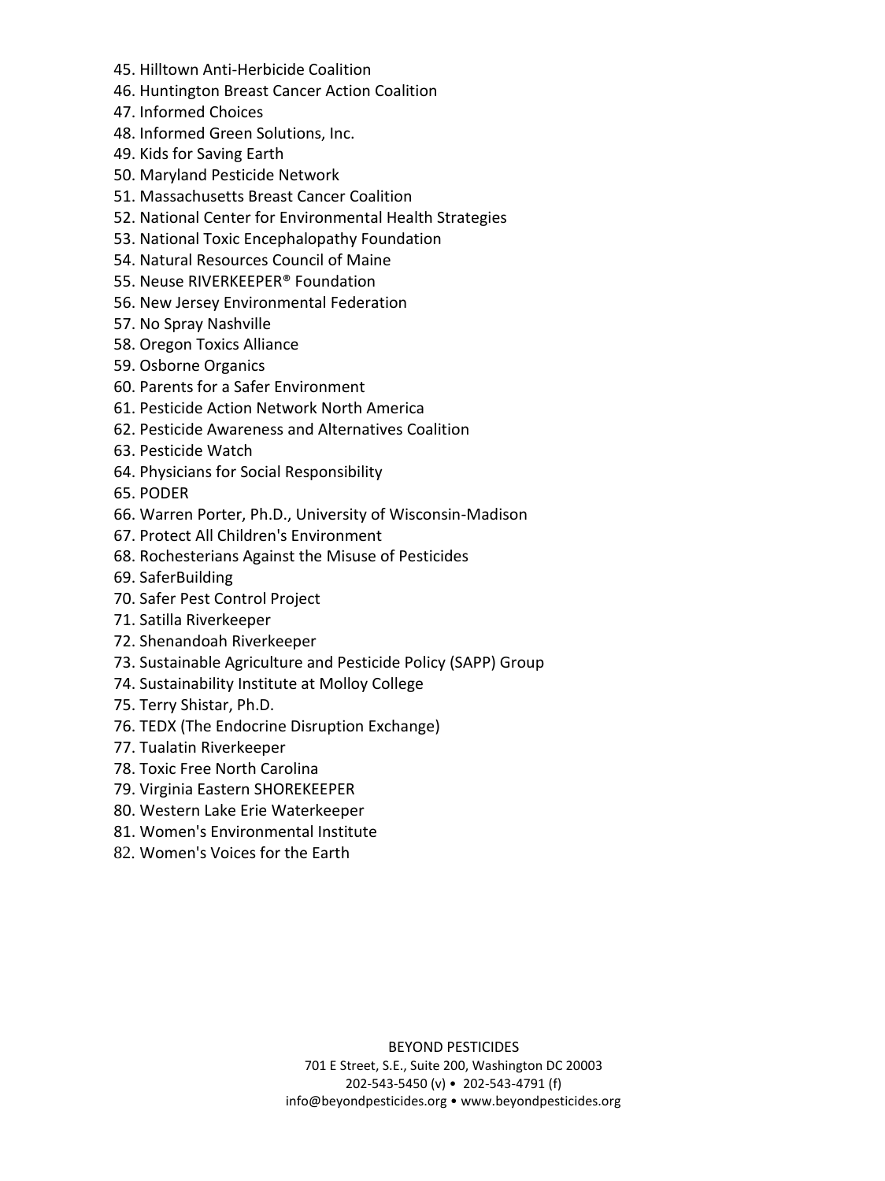45. Hilltown Anti-Herbicide Coalition
46. Huntington Breast Cancer Action Coalition
47. Informed Choices
48. Informed Green Solutions, Inc.
49. Kids for Saving Earth
50. Maryland Pesticide Network
51. Massachusetts Breast Cancer Coalition
52. National Center for Environmental Health Strategies
53. National Toxic Encephalopathy Foundation
54. Natural Resources Council of Maine
55. Neuse RIVERKEEPER® Foundation
56. New Jersey Environmental Federation
57. No Spray Nashville
58. Oregon Toxics Alliance
59. Osborne Organics
60. Parents for a Safer Environment
61. Pesticide Action Network North America
62. Pesticide Awareness and Alternatives Coalition
63. Pesticide Watch
64. Physicians for Social Responsibility
65. PODER
66. Warren Porter, Ph.D., University of Wisconsin-Madison
67. Protect All Children's Environment
68. Rochesterians Against the Misuse of Pesticides
69. SaferBuilding
70. Safer Pest Control Project
71. Satilla Riverkeeper
72. Shenandoah Riverkeeper
73. Sustainable Agriculture and Pesticide Policy (SAPP) Group
74. Sustainability Institute at Molloy College
75. Terry Shistar, Ph.D.
76. TEDX (The Endocrine Disruption Exchange)
77. Tualatin Riverkeeper
78. Toxic Free North Carolina
79. Virginia Eastern SHOREKEEPER
80. Western Lake Erie Waterkeeper
81. Women's Environmental Institute
82. Women's Voices for the Earth